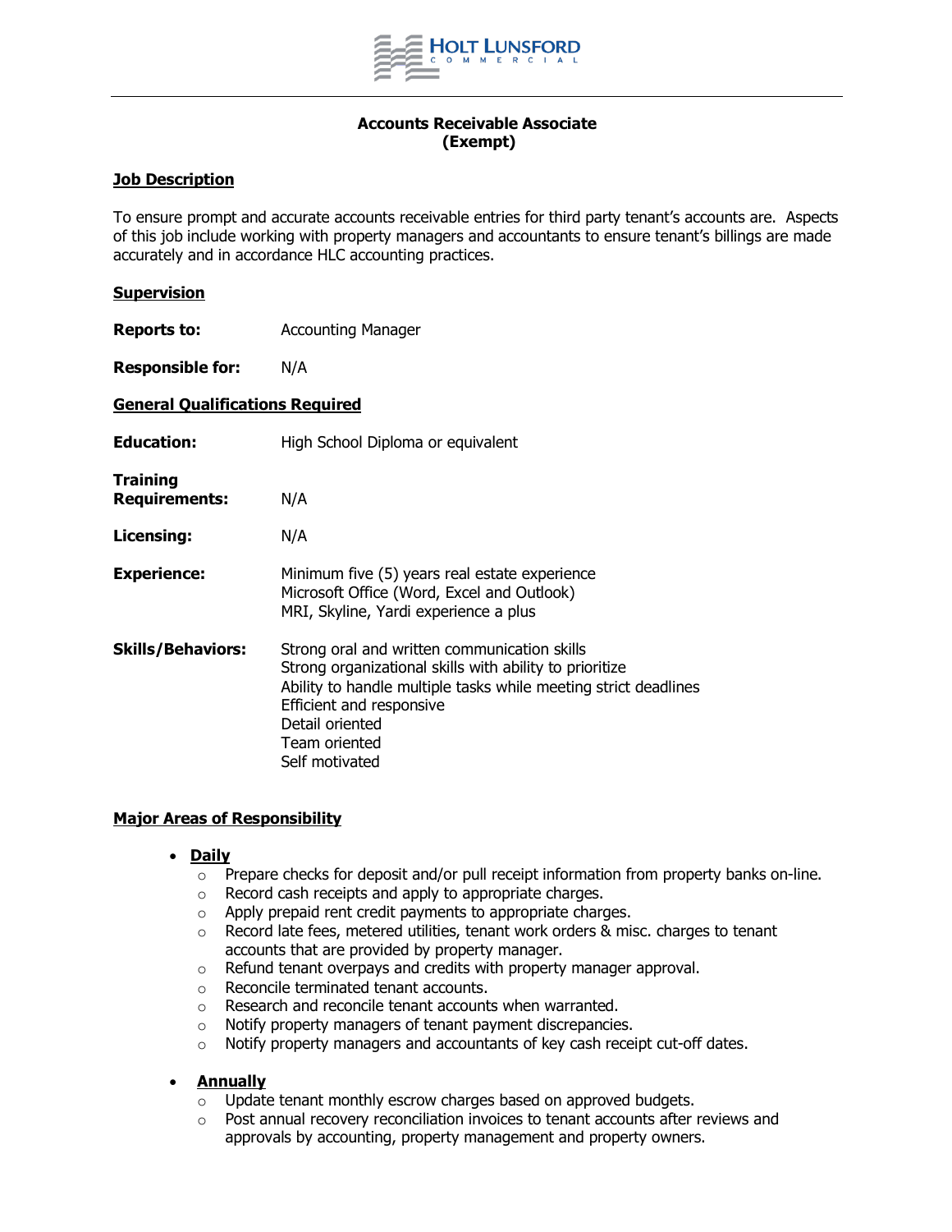**HOLT LUNSFORD**
COMMERCIAL

# Accounts Receivable Associate
## (Exempt)

### Job Description

To ensure prompt and accurate accounts receivable entries for third party tenant's accounts are. Aspects of this job include working with property managers and accountants to ensure tenant's billings are made accurately and in accordance HLC accounting practices.

### Supervision

**Reports to:** Accounting Manager

**Responsible for:** N/A

### General Qualifications Required

**Education:** High School Diploma or equivalent

**Training Requirements:** N/A

**Licensing:** N/A

**Experience:**
Minimum five (5) years real estate experience
Microsoft Office (Word, Excel and Outlook)
MRI, Skyline, Yardi experience a plus

**Skills/Behaviors:**
Strong oral and written communication skills
Strong organizational skills with ability to prioritize
Ability to handle multiple tasks while meeting strict deadlines
Efficient and responsive
Detail oriented
Team oriented
Self motivated

### Major Areas of Responsibility

- **Daily**
  - Prepare checks for deposit and/or pull receipt information from property banks on-line.
  - Record cash receipts and apply to appropriate charges.
  - Apply prepaid rent credit payments to appropriate charges.
  - Record late fees, metered utilities, tenant work orders & misc. charges to tenant accounts that are provided by property manager.
  - Refund tenant overpays and credits with property manager approval.
  - Reconcile terminated tenant accounts.
  - Research and reconcile tenant accounts when warranted.
  - Notify property managers of tenant payment discrepancies.
  - Notify property managers and accountants of key cash receipt cut-off dates.

- **Annually**
  - Update tenant monthly escrow charges based on approved budgets.
  - Post annual recovery reconciliation invoices to tenant accounts after reviews and approvals by accounting, property management and property owners.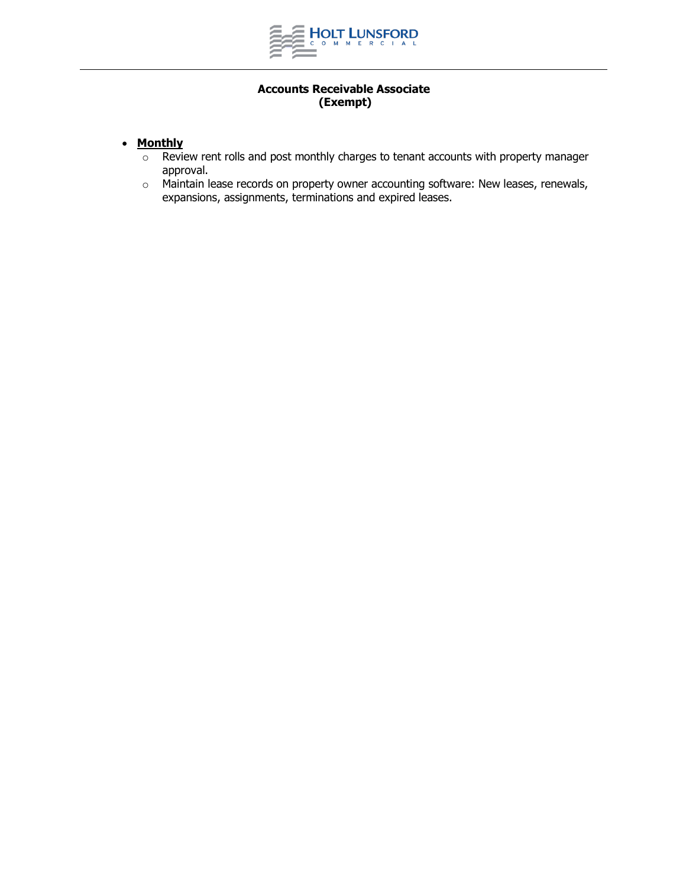**Accounts Receivable Associate**
**(Exempt)**

- **Monthly**
  - Review rent rolls and post monthly charges to tenant accounts with property manager approval.
  - Maintain lease records on property owner accounting software: New leases, renewals, expansions, assignments, terminations and expired leases.